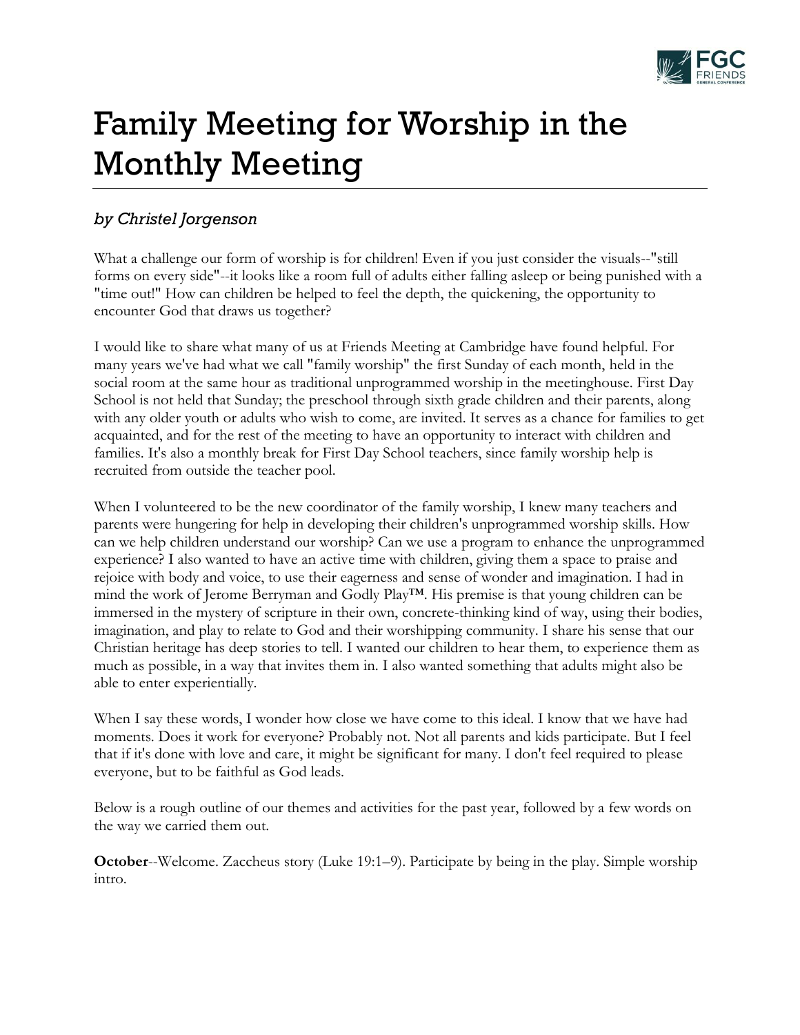# Family Meeting for Worship in the Monthly Meeting

*by Christel Jorgenson*

What a challenge our form of worship is for children! Even if you just consider the visuals--"still forms on every side"--it looks like a room full of adults either falling asleep or being punished with a "time out!" How can children be helped to feel the depth, the quickening, the opportunity to encounter God that draws us together?

I would like to share what many of us at Friends Meeting at Cambridge have found helpful. For many years we've had what we call "family worship" the first Sunday of each month, held in the social room at the same hour as traditional unprogrammed worship in the meetinghouse. First Day School is not held that Sunday; the preschool through sixth grade children and their parents, along with any older youth or adults who wish to come, are invited. It serves as a chance for families to get acquainted, and for the rest of the meeting to have an opportunity to interact with children and families. It's also a monthly break for First Day School teachers, since family worship help is recruited from outside the teacher pool.

When I volunteered to be the new coordinator of the family worship, I knew many teachers and parents were hungering for help in developing their children's unprogrammed worship skills. How can we help children understand our worship? Can we use a program to enhance the unprogrammed experience? I also wanted to have an active time with children, giving them a space to praise and rejoice with body and voice, to use their eagerness and sense of wonder and imagination. I had in mind the work of Jerome Berryman and Godly Play™. His premise is that young children can be immersed in the mystery of scripture in their own, concrete-thinking kind of way, using their bodies, imagination, and play to relate to God and their worshipping community. I share his sense that our Christian heritage has deep stories to tell. I wanted our children to hear them, to experience them as much as possible, in a way that invites them in. I also wanted something that adults might also be able to enter experientially.

When I say these words, I wonder how close we have come to this ideal. I know that we have had moments. Does it work for everyone? Probably not. Not all parents and kids participate. But I feel that if it's done with love and care, it might be significant for many. I don't feel required to please everyone, but to be faithful as God leads.

Below is a rough outline of our themes and activities for the past year, followed by a few words on the way we carried them out.

**October**--Welcome. Zaccheus story (Luke 19:1–9). Participate by being in the play. Simple worship intro.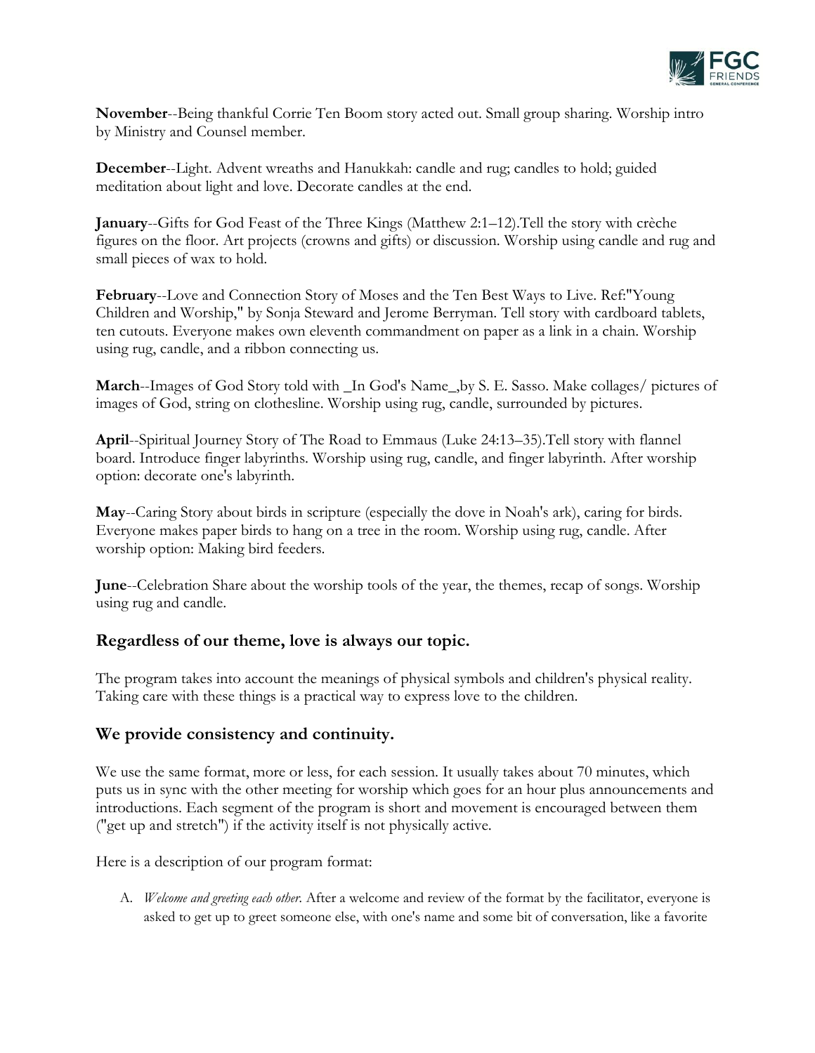**November**--Being thankful Corrie Ten Boom story acted out. Small group sharing. Worship intro by Ministry and Counsel member.

**December**--Light. Advent wreaths and Hanukkah: candle and rug; candles to hold; guided meditation about light and love. Decorate candles at the end.

**January**--Gifts for God Feast of the Three Kings (Matthew 2:1–12).Tell the story with crèche figures on the floor. Art projects (crowns and gifts) or discussion. Worship using candle and rug and small pieces of wax to hold.

**February**--Love and Connection Story of Moses and the Ten Best Ways to Live. Ref:"Young Children and Worship," by Sonja Steward and Jerome Berryman. Tell story with cardboard tablets, ten cutouts. Everyone makes own eleventh commandment on paper as a link in a chain. Worship using rug, candle, and a ribbon connecting us.

**March**--Images of God Story told with _In God's Name_,by S. E. Sasso. Make collages/ pictures of images of God, string on clothesline. Worship using rug, candle, surrounded by pictures.

**April**--Spiritual Journey Story of The Road to Emmaus (Luke 24:13–35).Tell story with flannel board. Introduce finger labyrinths. Worship using rug, candle, and finger labyrinth. After worship option: decorate one's labyrinth.

**May**--Caring Story about birds in scripture (especially the dove in Noah's ark), caring for birds. Everyone makes paper birds to hang on a tree in the room. Worship using rug, candle. After worship option: Making bird feeders.

**June**--Celebration Share about the worship tools of the year, the themes, recap of songs. Worship using rug and candle.

## Regardless of our theme, love is always our topic.

The program takes into account the meanings of physical symbols and children's physical reality. Taking care with these things is a practical way to express love to the children.

## We provide consistency and continuity.

We use the same format, more or less, for each session. It usually takes about 70 minutes, which puts us in sync with the other meeting for worship which goes for an hour plus announcements and introductions. Each segment of the program is short and movement is encouraged between them ("get up and stretch") if the activity itself is not physically active.

Here is a description of our program format:

A. *Welcome and greeting each other.* After a welcome and review of the format by the facilitator, everyone is asked to get up to greet someone else, with one's name and some bit of conversation, like a favorite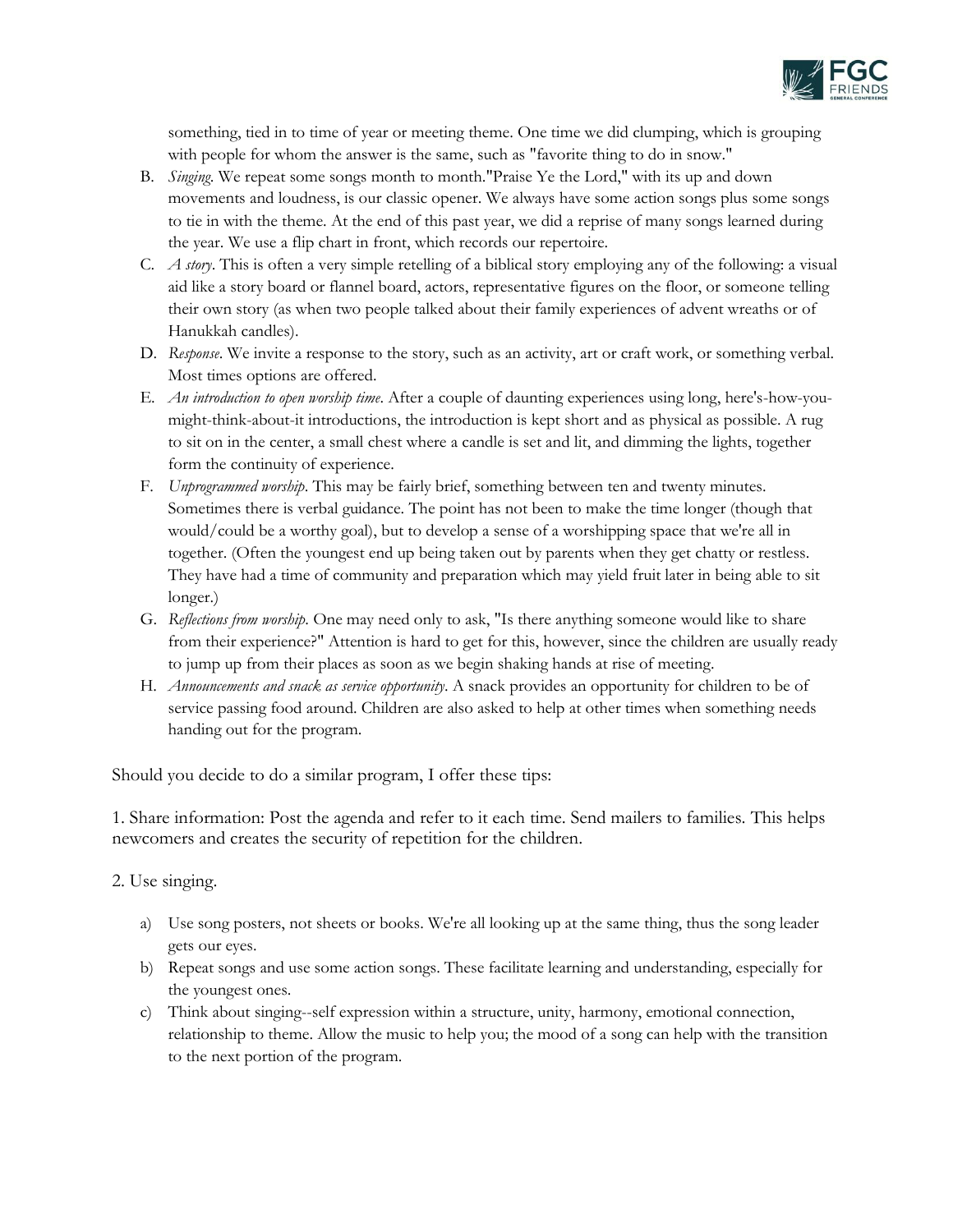something, tied in to time of year or meeting theme. One time we did clumping, which is grouping with people for whom the answer is the same, such as "favorite thing to do in snow."

B. *Singing*. We repeat some songs month to month."Praise Ye the Lord," with its up and down movements and loudness, is our classic opener. We always have some action songs plus some songs to tie in with the theme. At the end of this past year, we did a reprise of many songs learned during the year. We use a flip chart in front, which records our repertoire.

C. *A story*. This is often a very simple retelling of a biblical story employing any of the following: a visual aid like a story board or flannel board, actors, representative figures on the floor, or someone telling their own story (as when two people talked about their family experiences of advent wreaths or of Hanukkah candles).

D. *Response*. We invite a response to the story, such as an activity, art or craft work, or something verbal. Most times options are offered.

E. *An introduction to open worship time*. After a couple of daunting experiences using long, here's-how-you-might-think-about-it introductions, the introduction is kept short and as physical as possible. A rug to sit on in the center, a small chest where a candle is set and lit, and dimming the lights, together form the continuity of experience.

F. *Unprogrammed worship*. This may be fairly brief, something between ten and twenty minutes. Sometimes there is verbal guidance. The point has not been to make the time longer (though that would/could be a worthy goal), but to develop a sense of a worshipping space that we're all in together. (Often the youngest end up being taken out by parents when they get chatty or restless. They have had a time of community and preparation which may yield fruit later in being able to sit longer.)

G. *Reflections from worship*. One may need only to ask, "Is there anything someone would like to share from their experience?" Attention is hard to get for this, however, since the children are usually ready to jump up from their places as soon as we begin shaking hands at rise of meeting.

H. *Announcements and snack as service opportunity*. A snack provides an opportunity for children to be of service passing food around. Children are also asked to help at other times when something needs handing out for the program.

Should you decide to do a similar program, I offer these tips:

1. Share information: Post the agenda and refer to it each time. Send mailers to families. This helps newcomers and creates the security of repetition for the children.

2. Use singing.

a) Use song posters, not sheets or books. We're all looking up at the same thing, thus the song leader gets our eyes.

b) Repeat songs and use some action songs. These facilitate learning and understanding, especially for the youngest ones.

c) Think about singing--self expression within a structure, unity, harmony, emotional connection, relationship to theme. Allow the music to help you; the mood of a song can help with the transition to the next portion of the program.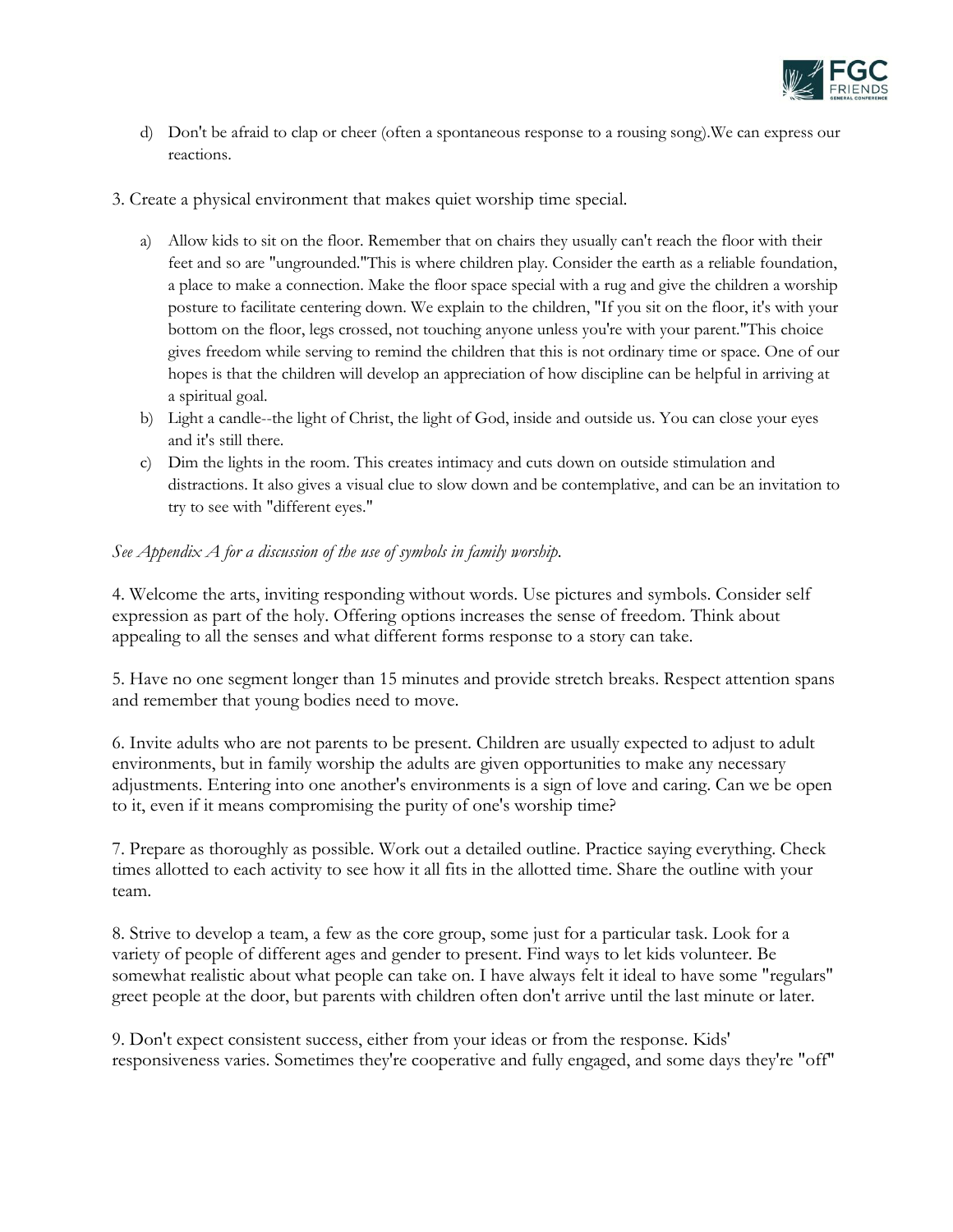d) Don't be afraid to clap or cheer (often a spontaneous response to a rousing song).We can express our reactions.

3. Create a physical environment that makes quiet worship time special.

   a) Allow kids to sit on the floor. Remember that on chairs they usually can't reach the floor with their feet and so are "ungrounded."This is where children play. Consider the earth as a reliable foundation, a place to make a connection. Make the floor space special with a rug and give the children a worship posture to facilitate centering down. We explain to the children, "If you sit on the floor, it's with your bottom on the floor, legs crossed, not touching anyone unless you're with your parent."This choice gives freedom while serving to remind the children that this is not ordinary time or space. One of our hopes is that the children will develop an appreciation of how discipline can be helpful in arriving at a spiritual goal.
   b) Light a candle--the light of Christ, the light of God, inside and outside us. You can close your eyes and it's still there.
   c) Dim the lights in the room. This creates intimacy and cuts down on outside stimulation and distractions. It also gives a visual clue to slow down and be contemplative, and can be an invitation to try to see with "different eyes."

*See Appendix A for a discussion of the use of symbols in family worship.*

4. Welcome the arts, inviting responding without words. Use pictures and symbols. Consider self expression as part of the holy. Offering options increases the sense of freedom. Think about appealing to all the senses and what different forms response to a story can take.

5. Have no one segment longer than 15 minutes and provide stretch breaks. Respect attention spans and remember that young bodies need to move.

6. Invite adults who are not parents to be present. Children are usually expected to adjust to adult environments, but in family worship the adults are given opportunities to make any necessary adjustments. Entering into one another's environments is a sign of love and caring. Can we be open to it, even if it means compromising the purity of one's worship time?

7. Prepare as thoroughly as possible. Work out a detailed outline. Practice saying everything. Check times allotted to each activity to see how it all fits in the allotted time. Share the outline with your team.

8. Strive to develop a team, a few as the core group, some just for a particular task. Look for a variety of people of different ages and gender to present. Find ways to let kids volunteer. Be somewhat realistic about what people can take on. I have always felt it ideal to have some "regulars" greet people at the door, but parents with children often don't arrive until the last minute or later.

9. Don't expect consistent success, either from your ideas or from the response. Kids' responsiveness varies. Sometimes they're cooperative and fully engaged, and some days they're "off"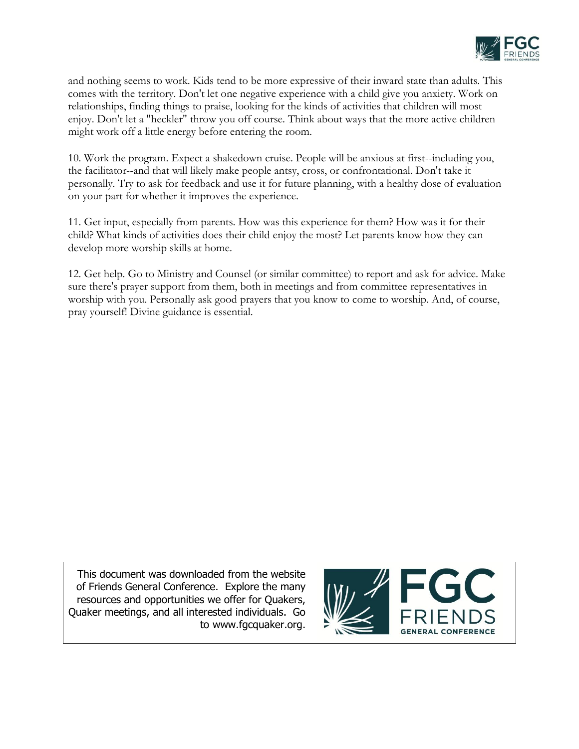and nothing seems to work. Kids tend to be more expressive of their inward state than adults. This comes with the territory. Don't let one negative experience with a child give you anxiety. Work on relationships, finding things to praise, looking for the kinds of activities that children will most enjoy. Don't let a "heckler" throw you off course. Think about ways that the more active children might work off a little energy before entering the room.

10. Work the program. Expect a shakedown cruise. People will be anxious at first--including you, the facilitator--and that will likely make people antsy, cross, or confrontational. Don't take it personally. Try to ask for feedback and use it for future planning, with a healthy dose of evaluation on your part for whether it improves the experience.

11. Get input, especially from parents. How was this experience for them? How was it for their child? What kinds of activities does their child enjoy the most? Let parents know how they can develop more worship skills at home.

12. Get help. Go to Ministry and Counsel (or similar committee) to report and ask for advice. Make sure there's prayer support from them, both in meetings and from committee representatives in worship with you. Personally ask good prayers that you know to come to worship. And, of course, pray yourself! Divine guidance is essential.

This document was downloaded from the website of Friends General Conference. Explore the many resources and opportunities we offer for Quakers, Quaker meetings, and all interested individuals. Go to www.fgcquaker.org.

FGC FRIENDS GENERAL CONFERENCE